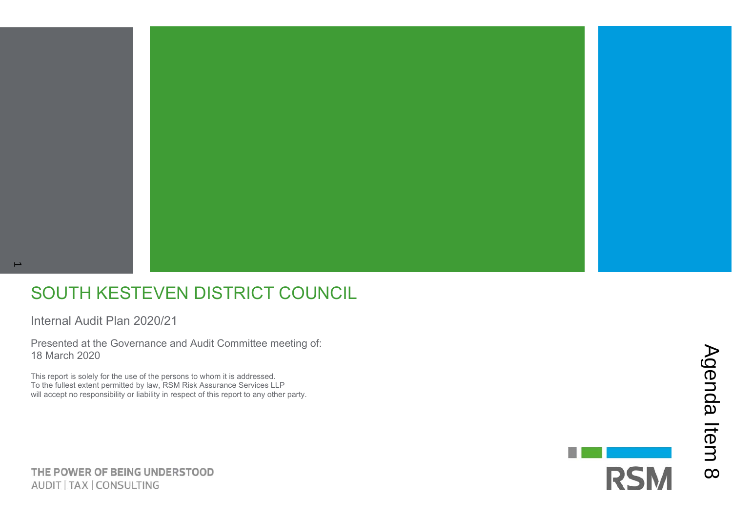# SOUTH KESTEVEN DISTRICT COUNCIL

Internal Audit Plan 2020/21

Presented at the Governance and Audit Committee meeting of:
18 March 2020

This report is solely for the use of the persons to whom it is addressed.
To the fullest extent permitted by law, RSM Risk Assurance Services LLP
will accept no responsibility or liability in respect of this report to any other party.

Agenda Item 8

THE POWER OF BEING UNDERSTOOD
AUDIT | TAX | CONSULTING

RSM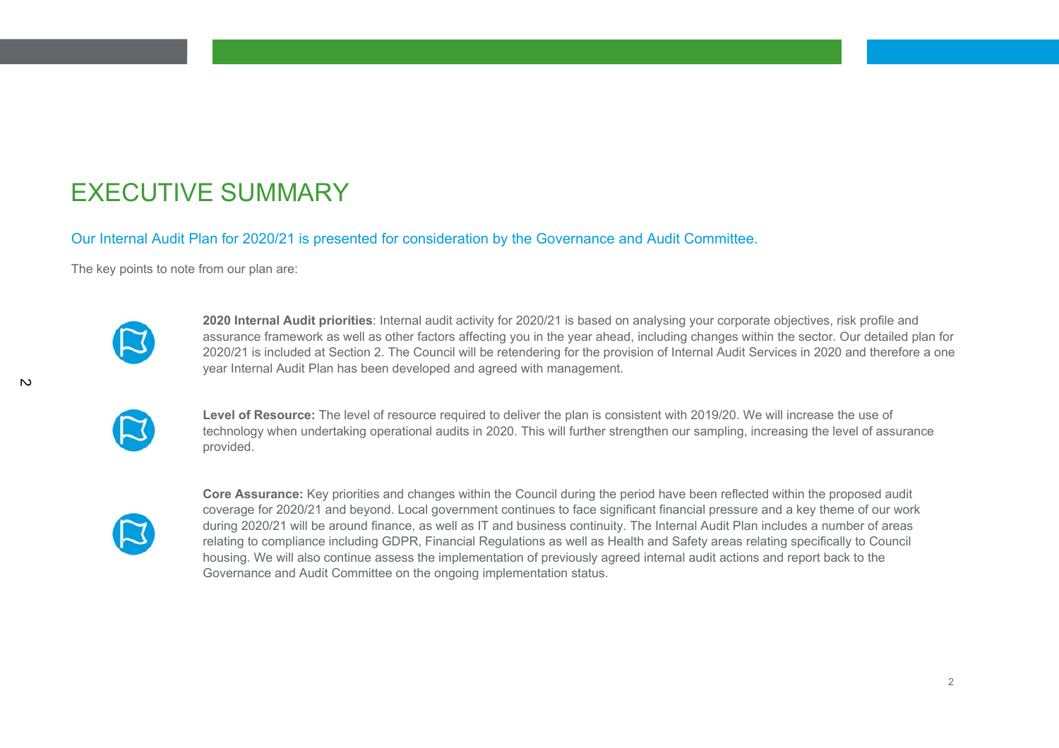# EXECUTIVE SUMMARY

Our Internal Audit Plan for 2020/21 is presented for consideration by the Governance and Audit Committee.

The key points to note from our plan are:

**2020 Internal Audit priorities**: Internal audit activity for 2020/21 is based on analysing your corporate objectives, risk profile and assurance framework as well as other factors affecting you in the year ahead, including changes within the sector. Our detailed plan for 2020/21 is included at Section 2. The Council will be retendering for the provision of Internal Audit Services in 2020 and therefore a one year Internal Audit Plan has been developed and agreed with management.

**Level of Resource:** The level of resource required to deliver the plan is consistent with 2019/20. We will increase the use of technology when undertaking operational audits in 2020. This will further strengthen our sampling, increasing the level of assurance provided.

**Core Assurance:** Key priorities and changes within the Council during the period have been reflected within the proposed audit coverage for 2020/21 and beyond. Local government continues to face significant financial pressure and a key theme of our work during 2020/21 will be around finance, as well as IT and business continuity. The Internal Audit Plan includes a number of areas relating to compliance including GDPR, Financial Regulations as well as Health and Safety areas relating specifically to Council housing. We will also continue assess the implementation of previously agreed internal audit actions and report back to the Governance and Audit Committee on the ongoing implementation status.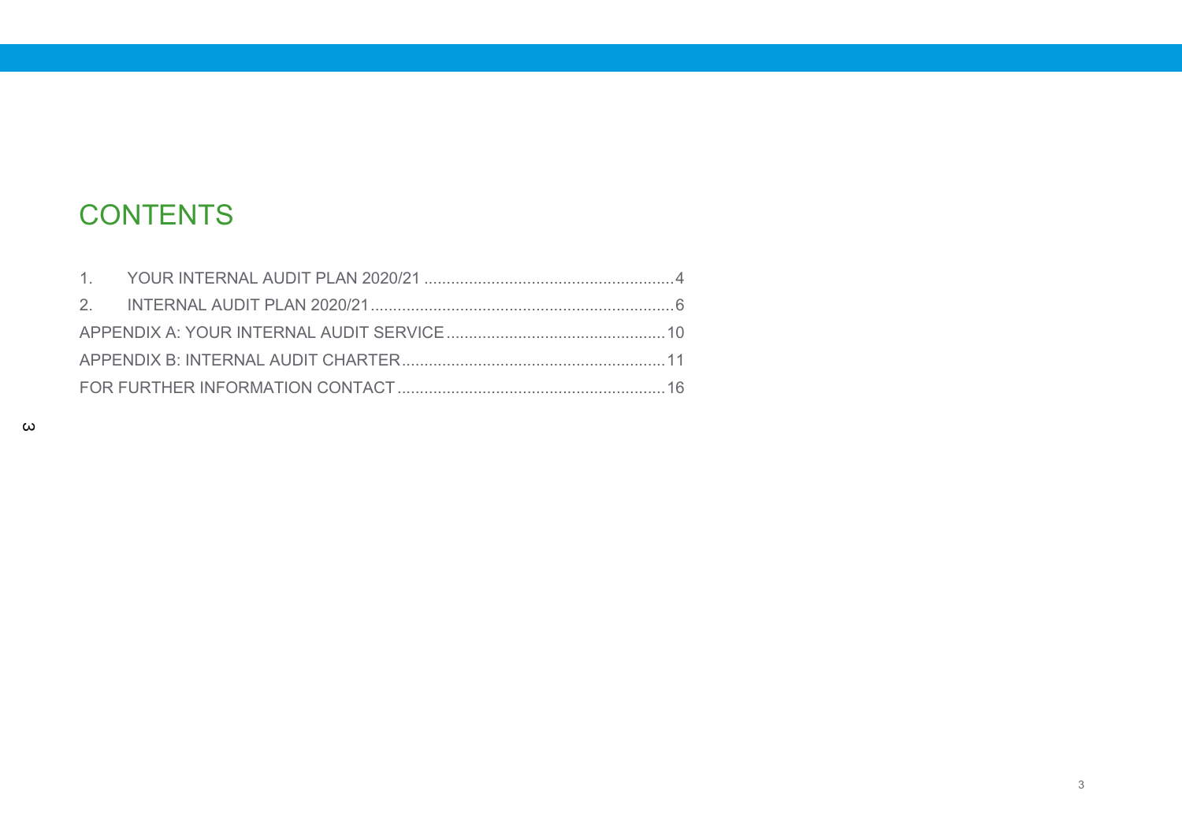# CONTENTS

1. YOUR INTERNAL AUDIT PLAN 2020/21 ........................................................ 4
2. INTERNAL AUDIT PLAN 2020/21 ................................................................... 6

APPENDIX A: YOUR INTERNAL AUDIT SERVICE ................................................ 10

APPENDIX B: INTERNAL AUDIT CHARTER .......................................................... 11

FOR FURTHER INFORMATION CONTACT ............................................................ 16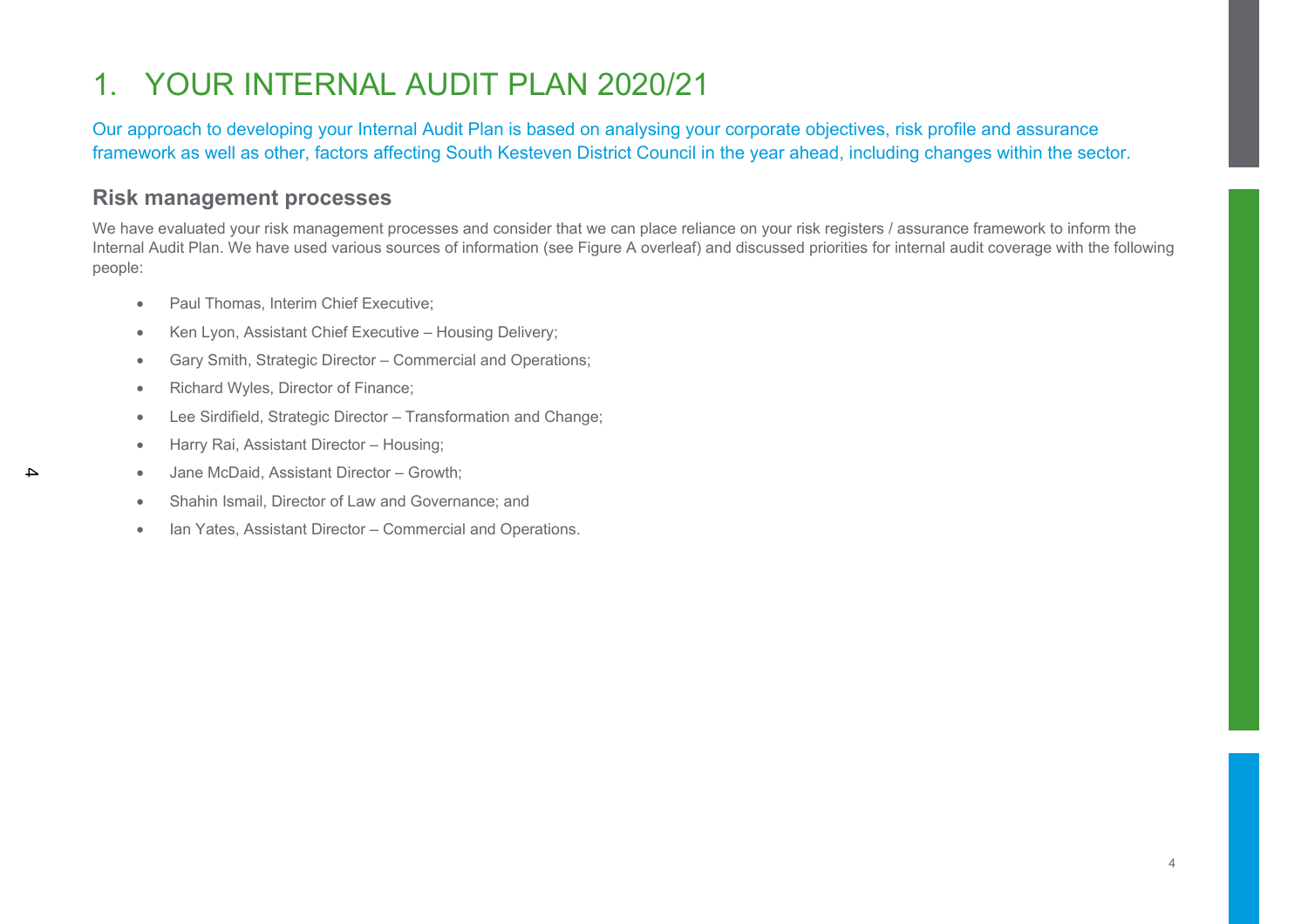# 1. YOUR INTERNAL AUDIT PLAN 2020/21

Our approach to developing your Internal Audit Plan is based on analysing your corporate objectives, risk profile and assurance framework as well as other, factors affecting South Kesteven District Council in the year ahead, including changes within the sector.

## Risk management processes

We have evaluated your risk management processes and consider that we can place reliance on your risk registers / assurance framework to inform the Internal Audit Plan. We have used various sources of information (see Figure A overleaf) and discussed priorities for internal audit coverage with the following people:

- Paul Thomas, Interim Chief Executive;
- Ken Lyon, Assistant Chief Executive – Housing Delivery;
- Gary Smith, Strategic Director – Commercial and Operations;
- Richard Wyles, Director of Finance;
- Lee Sirdifield, Strategic Director – Transformation and Change;
- Harry Rai, Assistant Director – Housing;
- Jane McDaid, Assistant Director – Growth;
- Shahin Ismail, Director of Law and Governance; and
- Ian Yates, Assistant Director – Commercial and Operations.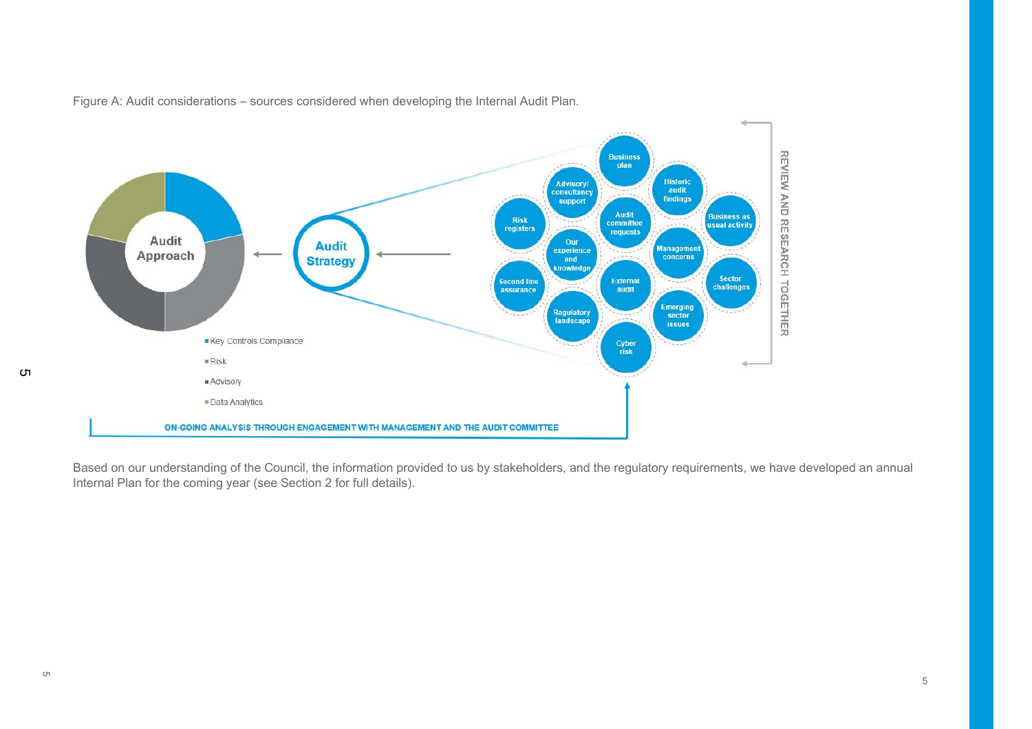Figure A: Audit considerations – sources considered when developing the Internal Audit Plan.

Audit Approach

- Key Controls Compliance
- Risk
- Advisory
- Data Analytics

Audit Strategy

Business plan

Advisory/ consultancy support

Historic audit findings

Risk registers

Audit committee requests

Business as usual activity

Our experience and knowledge

Management concerns

Second line assurance

External audit

Sector challenges

Regulatory landscape

Emerging sector issues

Cyber risk

REVIEW AND RESEARCH TOGETHER

ON-GOING ANALYSIS THROUGH ENGAGEMENT WITH MANAGEMENT AND THE AUDIT COMMITTEE

Based on our understanding of the Council, the information provided to us by stakeholders, and the regulatory requirements, we have developed an annual Internal Plan for the coming year (see Section 2 for full details).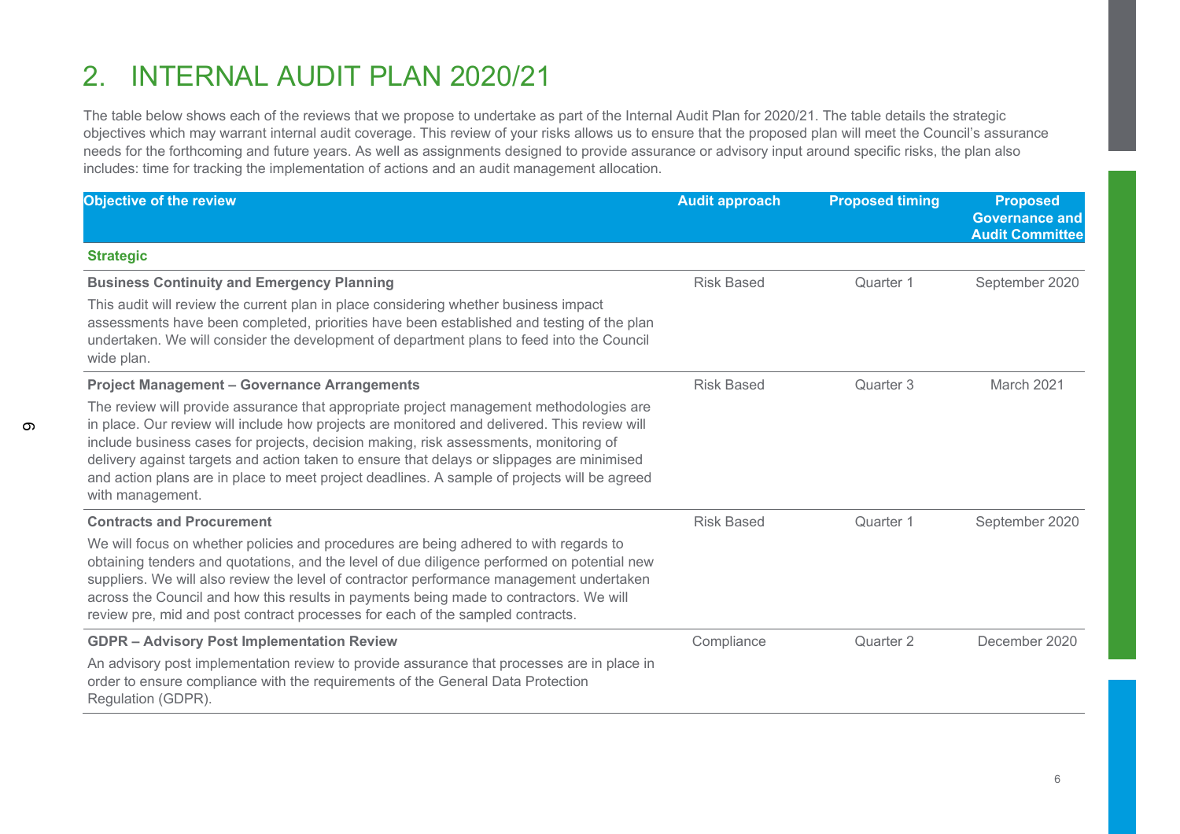# 2. INTERNAL AUDIT PLAN 2020/21

The table below shows each of the reviews that we propose to undertake as part of the Internal Audit Plan for 2020/21. The table details the strategic objectives which may warrant internal audit coverage. This review of your risks allows us to ensure that the proposed plan will meet the Council's assurance needs for the forthcoming and future years. As well as assignments designed to provide assurance or advisory input around specific risks, the plan also includes: time for tracking the implementation of actions and an audit management allocation.

| Objective of the review | Audit approach | Proposed timing | Proposed Governance and Audit Committee |
|---|---|---|---|
| **Strategic** | | | |
| **Business Continuity and Emergency Planning**<br>This audit will review the current plan in place considering whether business impact assessments have been completed, priorities have been established and testing of the plan undertaken. We will consider the development of department plans to feed into the Council wide plan. | Risk Based | Quarter 1 | September 2020 |
| **Project Management – Governance Arrangements**<br>The review will provide assurance that appropriate project management methodologies are in place. Our review will include how projects are monitored and delivered. This review will include business cases for projects, decision making, risk assessments, monitoring of delivery against targets and action taken to ensure that delays or slippages are minimised and action plans are in place to meet project deadlines. A sample of projects will be agreed with management. | Risk Based | Quarter 3 | March 2021 |
| **Contracts and Procurement**<br>We will focus on whether policies and procedures are being adhered to with regards to obtaining tenders and quotations, and the level of due diligence performed on potential new suppliers. We will also review the level of contractor performance management undertaken across the Council and how this results in payments being made to contractors. We will review pre, mid and post contract processes for each of the sampled contracts. | Risk Based | Quarter 1 | September 2020 |
| **GDPR – Advisory Post Implementation Review**<br>An advisory post implementation review to provide assurance that processes are in place in order to ensure compliance with the requirements of the General Data Protection Regulation (GDPR). | Compliance | Quarter 2 | December 2020 |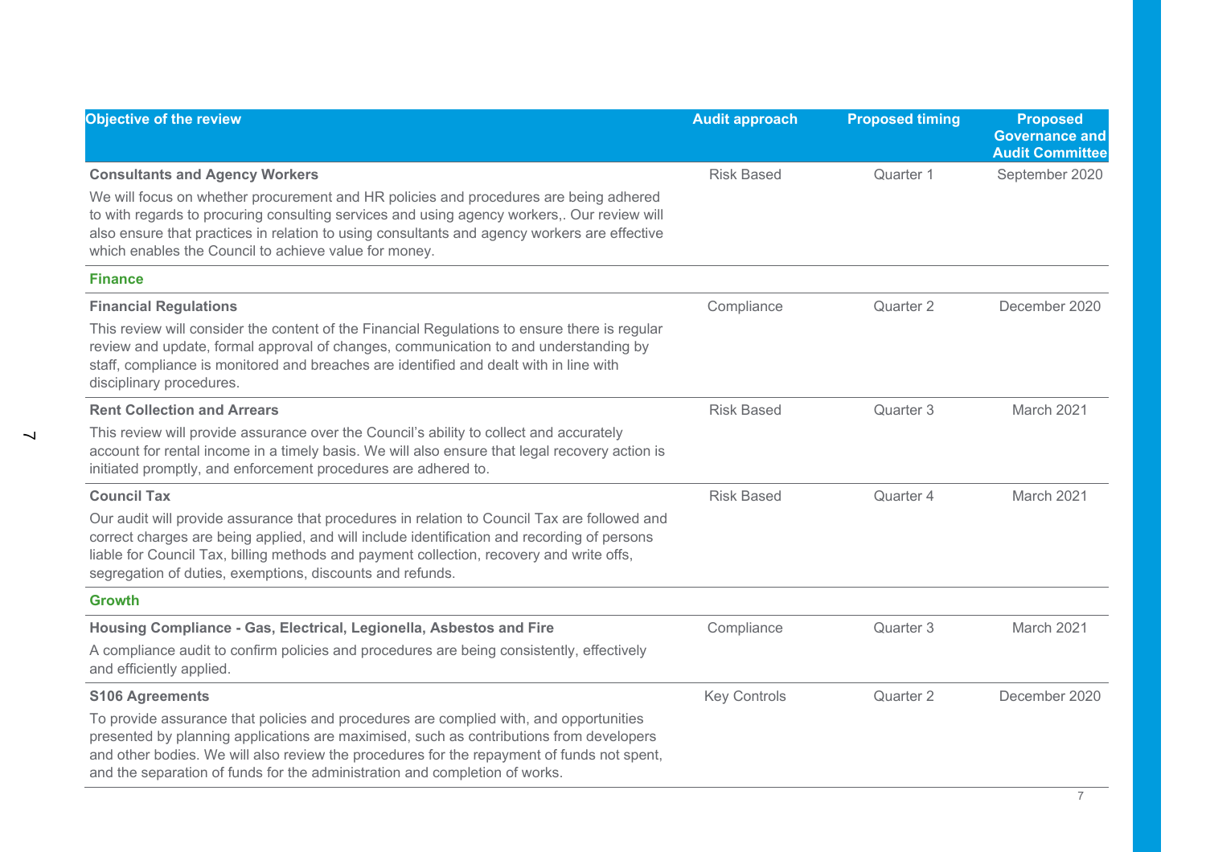| Objective of the review | Audit approach | Proposed timing | Proposed Governance and Audit Committee |
|---|---|---|---|
| **Consultants and Agency Workers**<br>We will focus on whether procurement and HR policies and procedures are being adhered to with regards to procuring consulting services and using agency workers,. Our review will also ensure that practices in relation to using consultants and agency workers are effective which enables the Council to achieve value for money. | Risk Based | Quarter 1 | September 2020 |
| **Finance** | | | |
| **Financial Regulations**<br>This review will consider the content of the Financial Regulations to ensure there is regular review and update, formal approval of changes, communication to and understanding by staff, compliance is monitored and breaches are identified and dealt with in line with disciplinary procedures. | Compliance | Quarter 2 | December 2020 |
| **Rent Collection and Arrears**<br>This review will provide assurance over the Council's ability to collect and accurately account for rental income in a timely basis. We will also ensure that legal recovery action is initiated promptly, and enforcement procedures are adhered to. | Risk Based | Quarter 3 | March 2021 |
| **Council Tax**<br>Our audit will provide assurance that procedures in relation to Council Tax are followed and correct charges are being applied, and will include identification and recording of persons liable for Council Tax, billing methods and payment collection, recovery and write offs, segregation of duties, exemptions, discounts and refunds. | Risk Based | Quarter 4 | March 2021 |
| **Growth** | | | |
| **Housing Compliance - Gas, Electrical, Legionella, Asbestos and Fire**<br>A compliance audit to confirm policies and procedures are being consistently, effectively and efficiently applied. | Compliance | Quarter 3 | March 2021 |
| **S106 Agreements**<br>To provide assurance that policies and procedures are complied with, and opportunities presented by planning applications are maximised, such as contributions from developers and other bodies. We will also review the procedures for the repayment of funds not spent, and the separation of funds for the administration and completion of works. | Key Controls | Quarter 2 | December 2020 |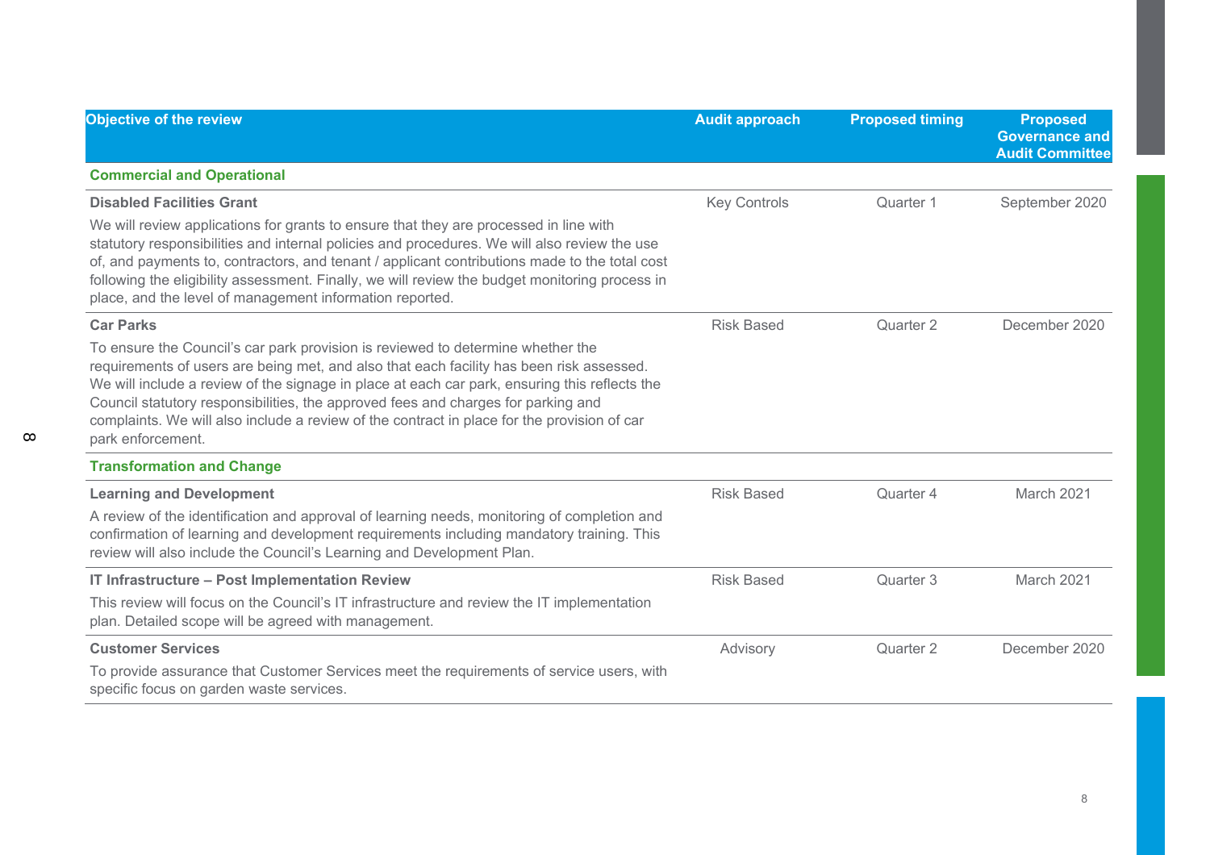| Objective of the review | Audit approach | Proposed timing | Proposed Governance and Audit Committee |
|---|---|---|---|
| **Commercial and Operational** | | | |
| **Disabled Facilities Grant**<br>We will review applications for grants to ensure that they are processed in line with statutory responsibilities and internal policies and procedures. We will also review the use of, and payments to, contractors, and tenant / applicant contributions made to the total cost following the eligibility assessment. Finally, we will review the budget monitoring process in place, and the level of management information reported. | Key Controls | Quarter 1 | September 2020 |
| **Car Parks**<br>To ensure the Council's car park provision is reviewed to determine whether the requirements of users are being met, and also that each facility has been risk assessed. We will include a review of the signage in place at each car park, ensuring this reflects the Council statutory responsibilities, the approved fees and charges for parking and complaints. We will also include a review of the contract in place for the provision of car park enforcement. | Risk Based | Quarter 2 | December 2020 |
| **Transformation and Change** | | | |
| **Learning and Development**<br>A review of the identification and approval of learning needs, monitoring of completion and confirmation of learning and development requirements including mandatory training. This review will also include the Council's Learning and Development Plan. | Risk Based | Quarter 4 | March 2021 |
| **IT Infrastructure – Post Implementation Review**<br>This review will focus on the Council's IT infrastructure and review the IT implementation plan. Detailed scope will be agreed with management. | Risk Based | Quarter 3 | March 2021 |
| **Customer Services**<br>To provide assurance that Customer Services meet the requirements of service users, with specific focus on garden waste services. | Advisory | Quarter 2 | December 2020 |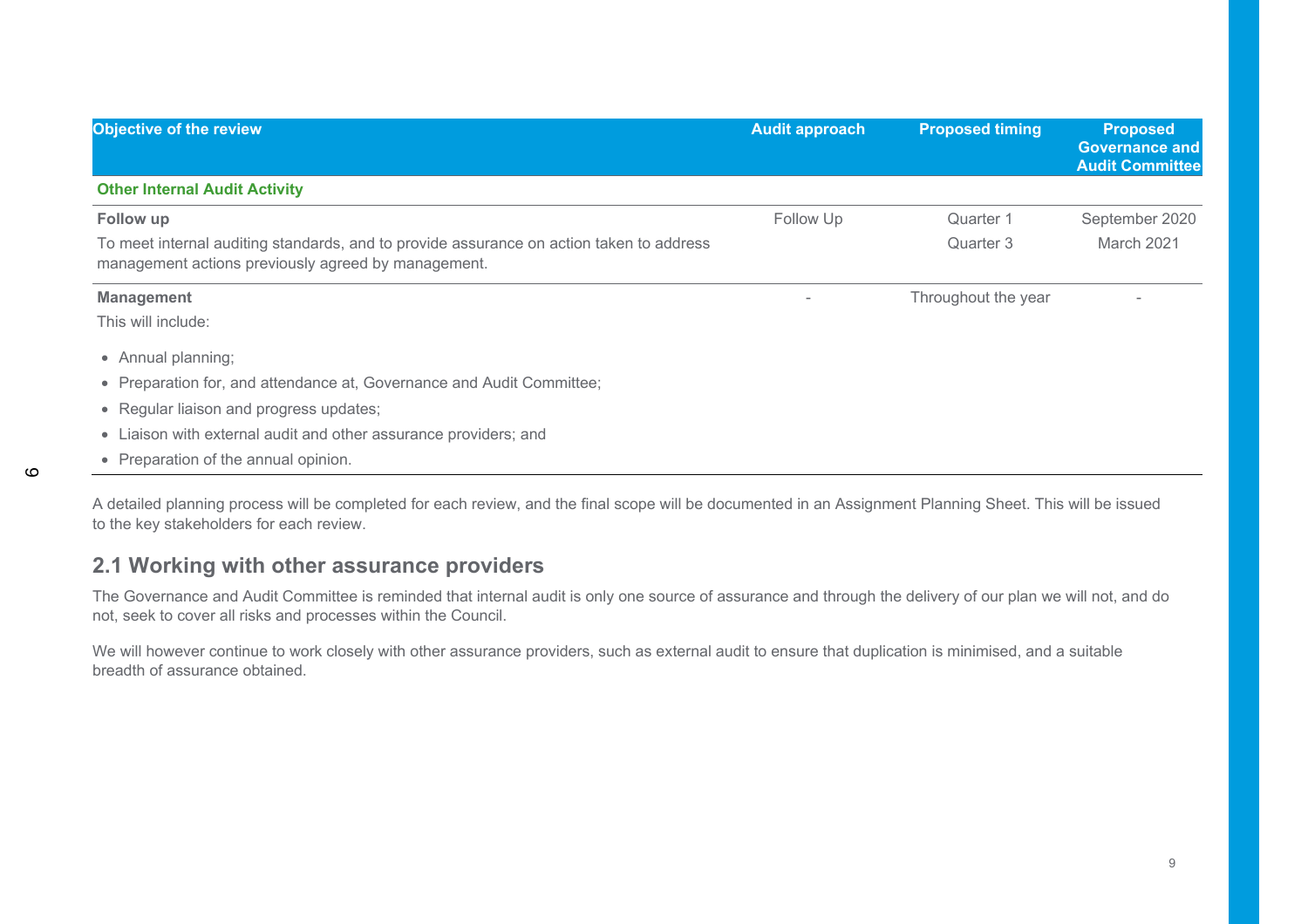| Objective of the review | Audit approach | Proposed timing | Proposed Governance and Audit Committee |
|---|---|---|---|
| **Other Internal Audit Activity** | | | |
| **Follow up**<br>To meet internal auditing standards, and to provide assurance on action taken to address management actions previously agreed by management. | Follow Up | Quarter 1<br>Quarter 3 | September 2020<br>March 2021 |
| **Management**<br>This will include:<br>• Annual planning;<br>• Preparation for, and attendance at, Governance and Audit Committee;<br>• Regular liaison and progress updates;<br>• Liaison with external audit and other assurance providers; and<br>• Preparation of the annual opinion. | - | Throughout the year | - |

A detailed planning process will be completed for each review, and the final scope will be documented in an Assignment Planning Sheet. This will be issued to the key stakeholders for each review.

## 2.1 Working with other assurance providers

The Governance and Audit Committee is reminded that internal audit is only one source of assurance and through the delivery of our plan we will not, and do not, seek to cover all risks and processes within the Council.

We will however continue to work closely with other assurance providers, such as external audit to ensure that duplication is minimised, and a suitable breadth of assurance obtained.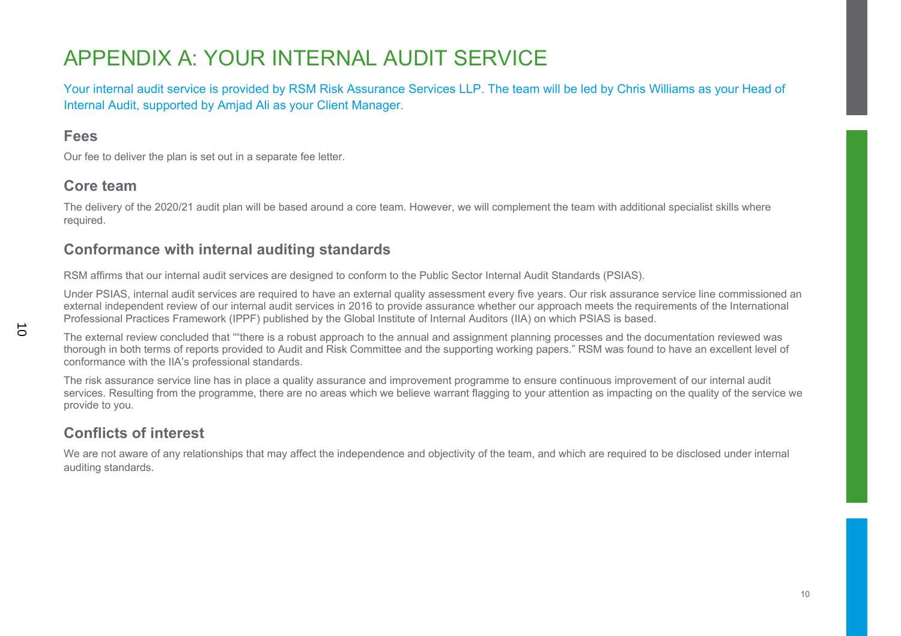# APPENDIX A: YOUR INTERNAL AUDIT SERVICE

Your internal audit service is provided by RSM Risk Assurance Services LLP. The team will be led by Chris Williams as your Head of Internal Audit, supported by Amjad Ali as your Client Manager.

## Fees

Our fee to deliver the plan is set out in a separate fee letter.

## Core team

The delivery of the 2020/21 audit plan will be based around a core team. However, we will complement the team with additional specialist skills where required.

## Conformance with internal auditing standards

RSM affirms that our internal audit services are designed to conform to the Public Sector Internal Audit Standards (PSIAS).

Under PSIAS, internal audit services are required to have an external quality assessment every five years. Our risk assurance service line commissioned an external independent review of our internal audit services in 2016 to provide assurance whether our approach meets the requirements of the International Professional Practices Framework (IPPF) published by the Global Institute of Internal Auditors (IIA) on which PSIAS is based.

The external review concluded that ""there is a robust approach to the annual and assignment planning processes and the documentation reviewed was thorough in both terms of reports provided to Audit and Risk Committee and the supporting working papers." RSM was found to have an excellent level of conformance with the IIA's professional standards.

The risk assurance service line has in place a quality assurance and improvement programme to ensure continuous improvement of our internal audit services. Resulting from the programme, there are no areas which we believe warrant flagging to your attention as impacting on the quality of the service we provide to you.

## Conflicts of interest

We are not aware of any relationships that may affect the independence and objectivity of the team, and which are required to be disclosed under internal auditing standards.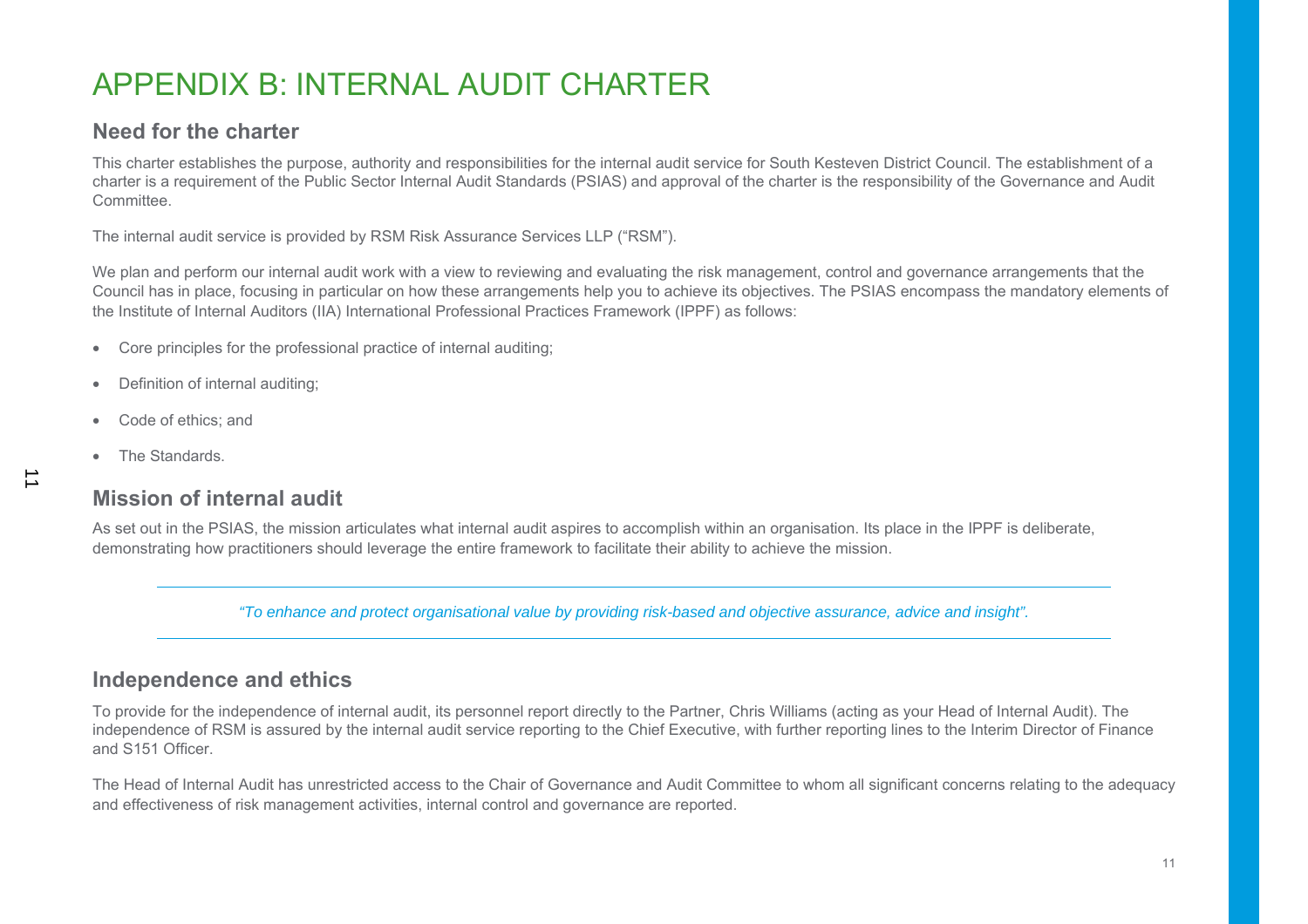# APPENDIX B: INTERNAL AUDIT CHARTER

## Need for the charter

This charter establishes the purpose, authority and responsibilities for the internal audit service for South Kesteven District Council. The establishment of a charter is a requirement of the Public Sector Internal Audit Standards (PSIAS) and approval of the charter is the responsibility of the Governance and Audit Committee.

The internal audit service is provided by RSM Risk Assurance Services LLP ("RSM").

We plan and perform our internal audit work with a view to reviewing and evaluating the risk management, control and governance arrangements that the Council has in place, focusing in particular on how these arrangements help you to achieve its objectives. The PSIAS encompass the mandatory elements of the Institute of Internal Auditors (IIA) International Professional Practices Framework (IPPF) as follows:

- Core principles for the professional practice of internal auditing;
- Definition of internal auditing;
- Code of ethics; and
- The Standards.

## Mission of internal audit

As set out in the PSIAS, the mission articulates what internal audit aspires to accomplish within an organisation. Its place in the IPPF is deliberate, demonstrating how practitioners should leverage the entire framework to facilitate their ability to achieve the mission.

---

*"To enhance and protect organisational value by providing risk-based and objective assurance, advice and insight".*

---

## Independence and ethics

To provide for the independence of internal audit, its personnel report directly to the Partner, Chris Williams (acting as your Head of Internal Audit). The independence of RSM is assured by the internal audit service reporting to the Chief Executive, with further reporting lines to the Interim Director of Finance and S151 Officer.

The Head of Internal Audit has unrestricted access to the Chair of Governance and Audit Committee to whom all significant concerns relating to the adequacy and effectiveness of risk management activities, internal control and governance are reported.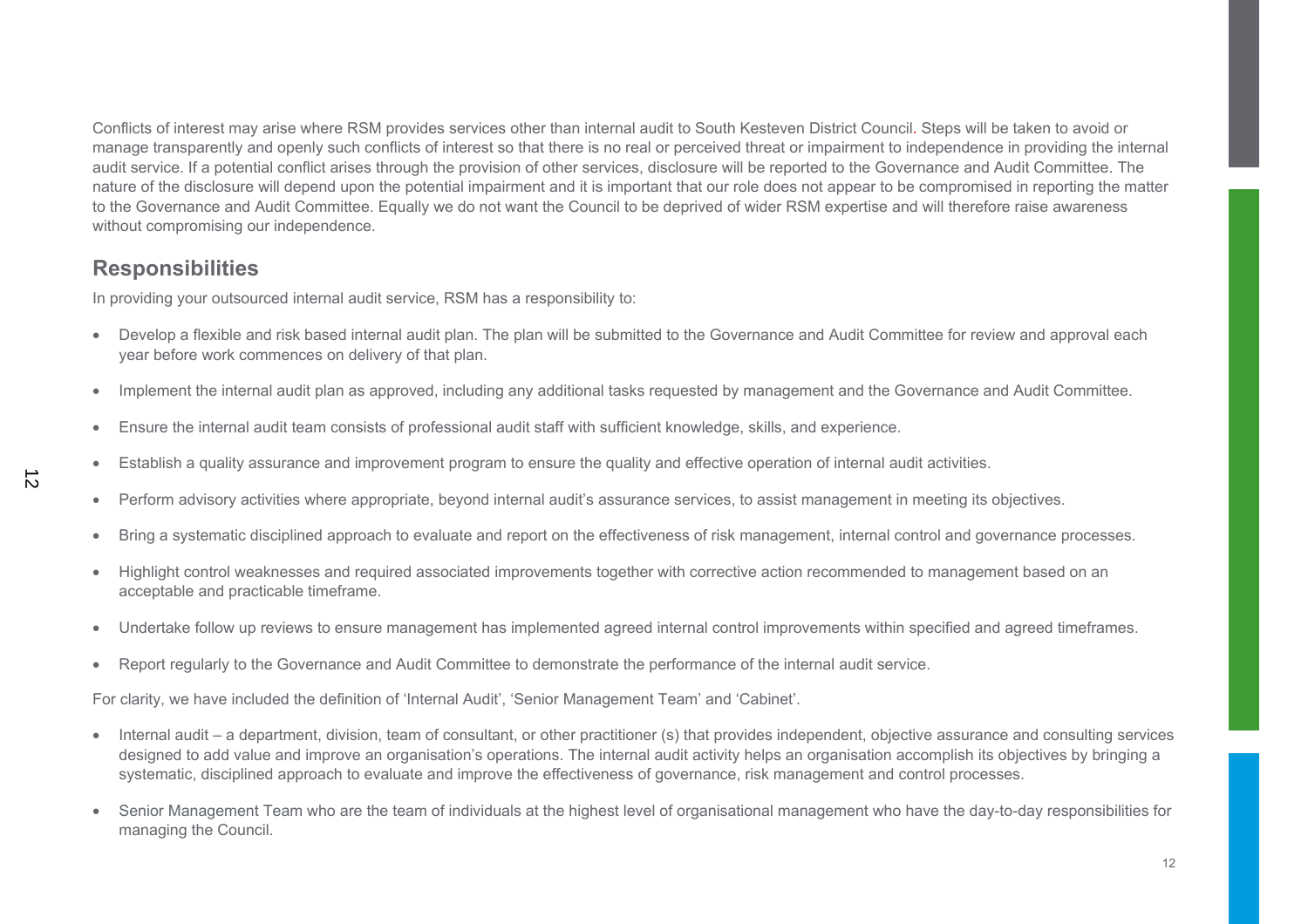Conflicts of interest may arise where RSM provides services other than internal audit to South Kesteven District Council. Steps will be taken to avoid or manage transparently and openly such conflicts of interest so that there is no real or perceived threat or impairment to independence in providing the internal audit service. If a potential conflict arises through the provision of other services, disclosure will be reported to the Governance and Audit Committee. The nature of the disclosure will depend upon the potential impairment and it is important that our role does not appear to be compromised in reporting the matter to the Governance and Audit Committee. Equally we do not want the Council to be deprived of wider RSM expertise and will therefore raise awareness without compromising our independence.

## Responsibilities

In providing your outsourced internal audit service, RSM has a responsibility to:

- Develop a flexible and risk based internal audit plan. The plan will be submitted to the Governance and Audit Committee for review and approval each year before work commences on delivery of that plan.
- Implement the internal audit plan as approved, including any additional tasks requested by management and the Governance and Audit Committee.
- Ensure the internal audit team consists of professional audit staff with sufficient knowledge, skills, and experience.
- Establish a quality assurance and improvement program to ensure the quality and effective operation of internal audit activities.
- Perform advisory activities where appropriate, beyond internal audit's assurance services, to assist management in meeting its objectives.
- Bring a systematic disciplined approach to evaluate and report on the effectiveness of risk management, internal control and governance processes.
- Highlight control weaknesses and required associated improvements together with corrective action recommended to management based on an acceptable and practicable timeframe.
- Undertake follow up reviews to ensure management has implemented agreed internal control improvements within specified and agreed timeframes.
- Report regularly to the Governance and Audit Committee to demonstrate the performance of the internal audit service.

For clarity, we have included the definition of 'Internal Audit', 'Senior Management Team' and 'Cabinet'.

- Internal audit – a department, division, team of consultant, or other practitioner (s) that provides independent, objective assurance and consulting services designed to add value and improve an organisation's operations. The internal audit activity helps an organisation accomplish its objectives by bringing a systematic, disciplined approach to evaluate and improve the effectiveness of governance, risk management and control processes.
- Senior Management Team who are the team of individuals at the highest level of organisational management who have the day-to-day responsibilities for managing the Council.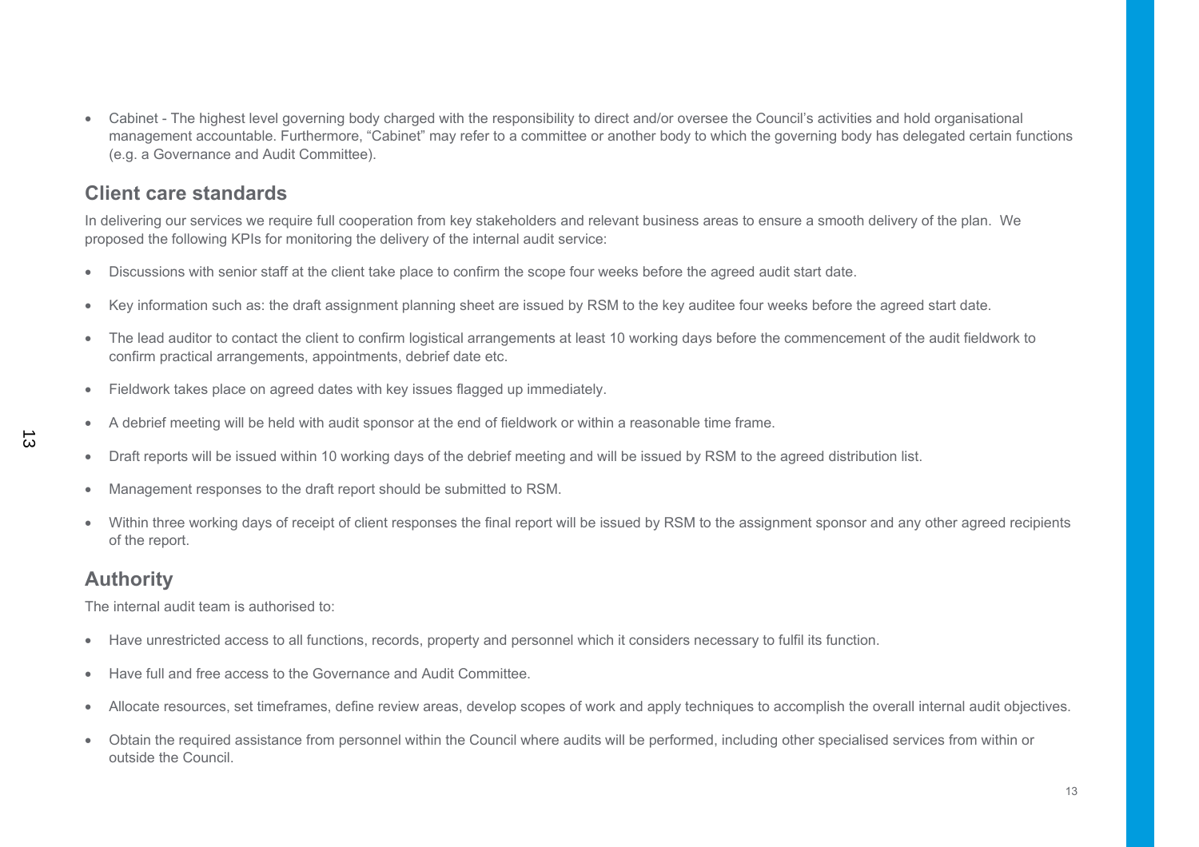- Cabinet - The highest level governing body charged with the responsibility to direct and/or oversee the Council's activities and hold organisational management accountable. Furthermore, "Cabinet" may refer to a committee or another body to which the governing body has delegated certain functions (e.g. a Governance and Audit Committee).

## Client care standards

In delivering our services we require full cooperation from key stakeholders and relevant business areas to ensure a smooth delivery of the plan. We proposed the following KPIs for monitoring the delivery of the internal audit service:

- Discussions with senior staff at the client take place to confirm the scope four weeks before the agreed audit start date.
- Key information such as: the draft assignment planning sheet are issued by RSM to the key auditee four weeks before the agreed start date.
- The lead auditor to contact the client to confirm logistical arrangements at least 10 working days before the commencement of the audit fieldwork to confirm practical arrangements, appointments, debrief date etc.
- Fieldwork takes place on agreed dates with key issues flagged up immediately.
- A debrief meeting will be held with audit sponsor at the end of fieldwork or within a reasonable time frame.
- Draft reports will be issued within 10 working days of the debrief meeting and will be issued by RSM to the agreed distribution list.
- Management responses to the draft report should be submitted to RSM.
- Within three working days of receipt of client responses the final report will be issued by RSM to the assignment sponsor and any other agreed recipients of the report.

## Authority

The internal audit team is authorised to:

- Have unrestricted access to all functions, records, property and personnel which it considers necessary to fulfil its function.
- Have full and free access to the Governance and Audit Committee.
- Allocate resources, set timeframes, define review areas, develop scopes of work and apply techniques to accomplish the overall internal audit objectives.
- Obtain the required assistance from personnel within the Council where audits will be performed, including other specialised services from within or outside the Council.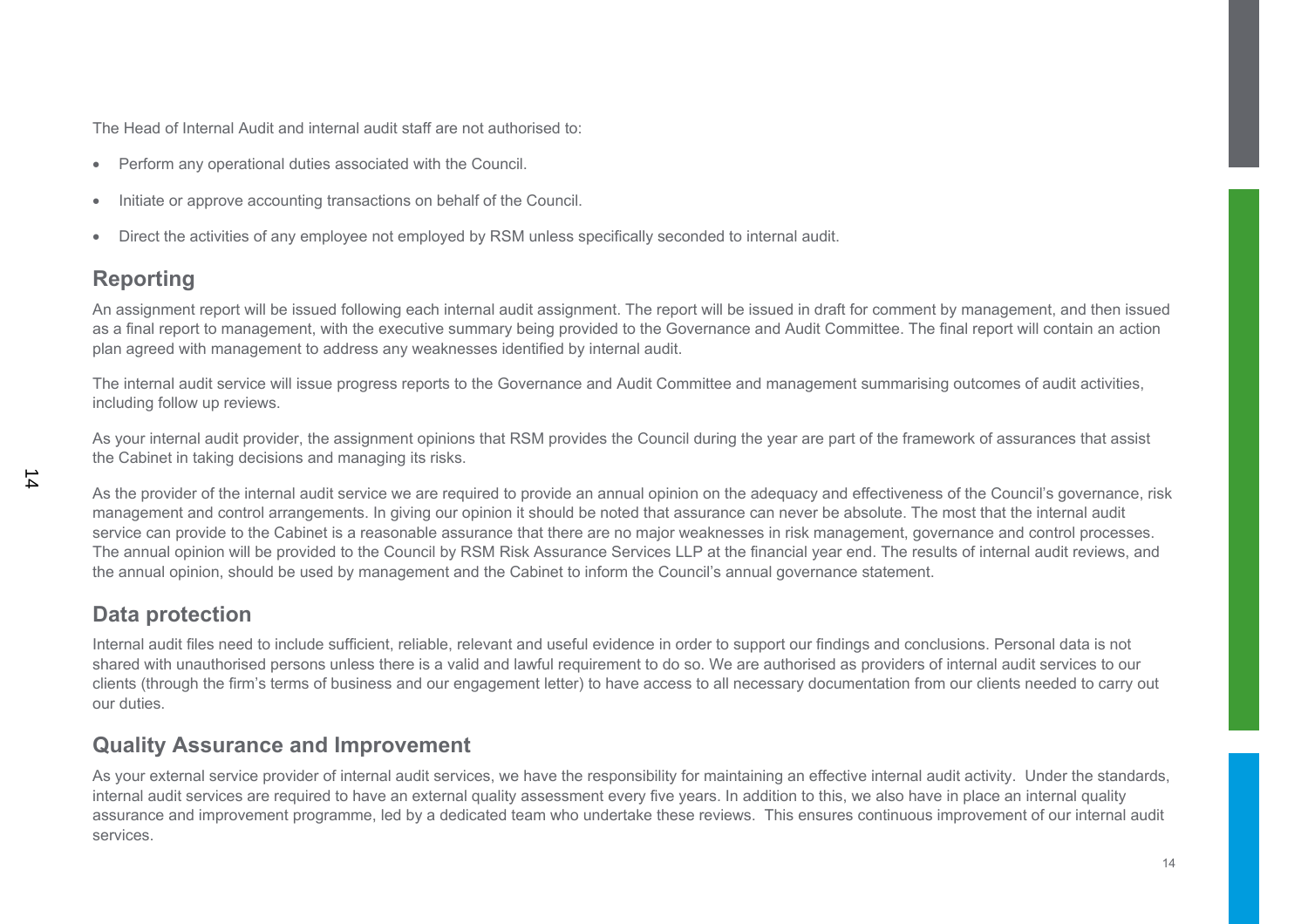The Head of Internal Audit and internal audit staff are not authorised to:

- Perform any operational duties associated with the Council.
- Initiate or approve accounting transactions on behalf of the Council.
- Direct the activities of any employee not employed by RSM unless specifically seconded to internal audit.

## Reporting

An assignment report will be issued following each internal audit assignment. The report will be issued in draft for comment by management, and then issued as a final report to management, with the executive summary being provided to the Governance and Audit Committee. The final report will contain an action plan agreed with management to address any weaknesses identified by internal audit.

The internal audit service will issue progress reports to the Governance and Audit Committee and management summarising outcomes of audit activities, including follow up reviews.

As your internal audit provider, the assignment opinions that RSM provides the Council during the year are part of the framework of assurances that assist the Cabinet in taking decisions and managing its risks.

As the provider of the internal audit service we are required to provide an annual opinion on the adequacy and effectiveness of the Council's governance, risk management and control arrangements. In giving our opinion it should be noted that assurance can never be absolute. The most that the internal audit service can provide to the Cabinet is a reasonable assurance that there are no major weaknesses in risk management, governance and control processes. The annual opinion will be provided to the Council by RSM Risk Assurance Services LLP at the financial year end. The results of internal audit reviews, and the annual opinion, should be used by management and the Cabinet to inform the Council's annual governance statement.

## Data protection

Internal audit files need to include sufficient, reliable, relevant and useful evidence in order to support our findings and conclusions. Personal data is not shared with unauthorised persons unless there is a valid and lawful requirement to do so. We are authorised as providers of internal audit services to our clients (through the firm's terms of business and our engagement letter) to have access to all necessary documentation from our clients needed to carry out our duties.

## Quality Assurance and Improvement

As your external service provider of internal audit services, we have the responsibility for maintaining an effective internal audit activity. Under the standards, internal audit services are required to have an external quality assessment every five years. In addition to this, we also have in place an internal quality assurance and improvement programme, led by a dedicated team who undertake these reviews. This ensures continuous improvement of our internal audit services.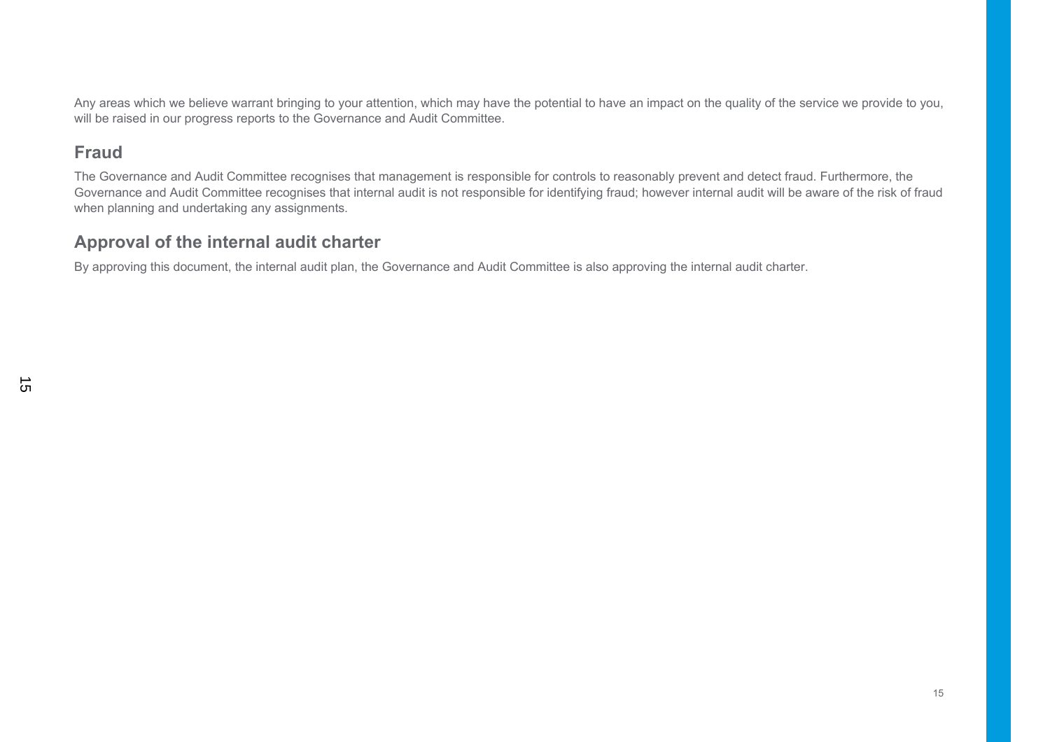Any areas which we believe warrant bringing to your attention, which may have the potential to have an impact on the quality of the service we provide to you, will be raised in our progress reports to the Governance and Audit Committee.

## Fraud

The Governance and Audit Committee recognises that management is responsible for controls to reasonably prevent and detect fraud. Furthermore, the Governance and Audit Committee recognises that internal audit is not responsible for identifying fraud; however internal audit will be aware of the risk of fraud when planning and undertaking any assignments.

## Approval of the internal audit charter

By approving this document, the internal audit plan, the Governance and Audit Committee is also approving the internal audit charter.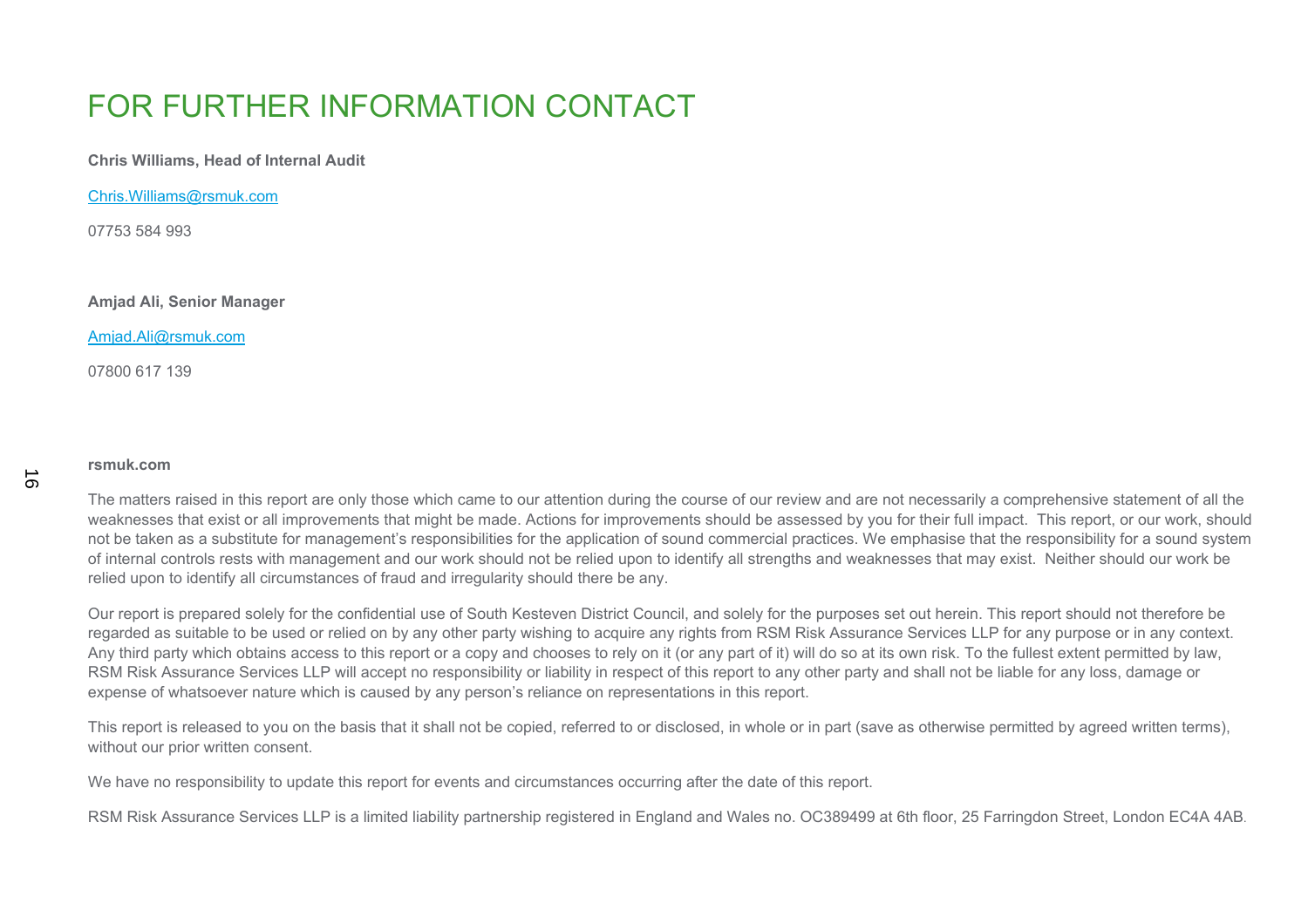# FOR FURTHER INFORMATION CONTACT

**Chris Williams, Head of Internal Audit**

Chris.Williams@rsmuk.com

07753 584 993

**Amjad Ali, Senior Manager**

Amjad.Ali@rsmuk.com

07800 617 139

**rsmuk.com**

The matters raised in this report are only those which came to our attention during the course of our review and are not necessarily a comprehensive statement of all the weaknesses that exist or all improvements that might be made. Actions for improvements should be assessed by you for their full impact. This report, or our work, should not be taken as a substitute for management's responsibilities for the application of sound commercial practices. We emphasise that the responsibility for a sound system of internal controls rests with management and our work should not be relied upon to identify all strengths and weaknesses that may exist. Neither should our work be relied upon to identify all circumstances of fraud and irregularity should there be any.

Our report is prepared solely for the confidential use of South Kesteven District Council, and solely for the purposes set out herein. This report should not therefore be regarded as suitable to be used or relied on by any other party wishing to acquire any rights from RSM Risk Assurance Services LLP for any purpose or in any context. Any third party which obtains access to this report or a copy and chooses to rely on it (or any part of it) will do so at its own risk. To the fullest extent permitted by law, RSM Risk Assurance Services LLP will accept no responsibility or liability in respect of this report to any other party and shall not be liable for any loss, damage or expense of whatsoever nature which is caused by any person's reliance on representations in this report.

This report is released to you on the basis that it shall not be copied, referred to or disclosed, in whole or in part (save as otherwise permitted by agreed written terms), without our prior written consent.

We have no responsibility to update this report for events and circumstances occurring after the date of this report.

RSM Risk Assurance Services LLP is a limited liability partnership registered in England and Wales no. OC389499 at 6th floor, 25 Farringdon Street, London EC4A 4AB.